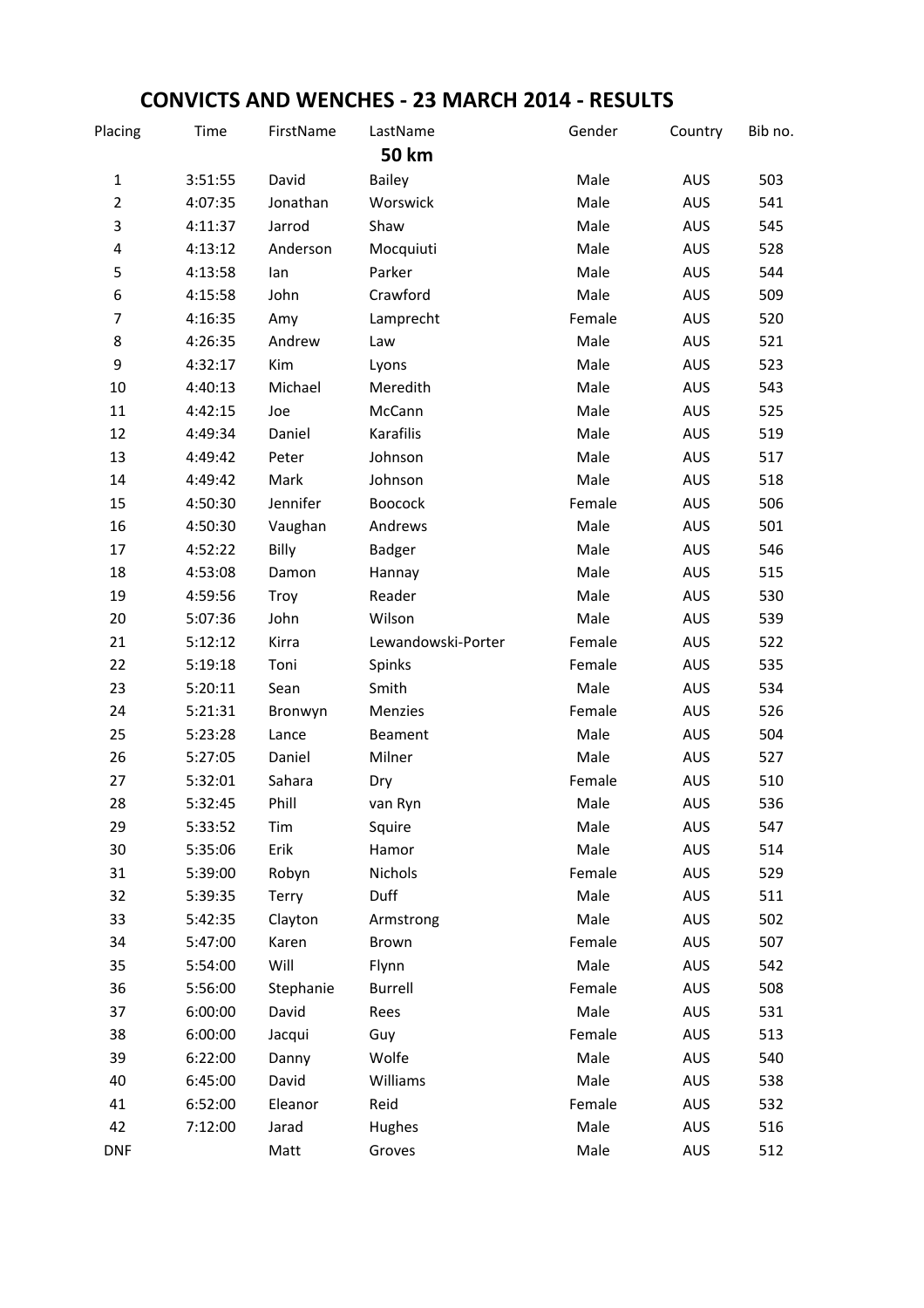# CONVICTS AND WENCHES - 23 MARCH 2014 - RESULTS

| Placing | Time | FirstName | LastName | Gender | Country | Bib no. |
|---|---|---|---|---|---|---|
| | | | **50 km** | | | |
| 1 | 3:51:55 | David | Bailey | Male | AUS | 503 |
| 2 | 4:07:35 | Jonathan | Worswick | Male | AUS | 541 |
| 3 | 4:11:37 | Jarrod | Shaw | Male | AUS | 545 |
| 4 | 4:13:12 | Anderson | Mocquiuti | Male | AUS | 528 |
| 5 | 4:13:58 | Ian | Parker | Male | AUS | 544 |
| 6 | 4:15:58 | John | Crawford | Male | AUS | 509 |
| 7 | 4:16:35 | Amy | Lamprecht | Female | AUS | 520 |
| 8 | 4:26:35 | Andrew | Law | Male | AUS | 521 |
| 9 | 4:32:17 | Kim | Lyons | Male | AUS | 523 |
| 10 | 4:40:13 | Michael | Meredith | Male | AUS | 543 |
| 11 | 4:42:15 | Joe | McCann | Male | AUS | 525 |
| 12 | 4:49:34 | Daniel | Karafilis | Male | AUS | 519 |
| 13 | 4:49:42 | Peter | Johnson | Male | AUS | 517 |
| 14 | 4:49:42 | Mark | Johnson | Male | AUS | 518 |
| 15 | 4:50:30 | Jennifer | Boocock | Female | AUS | 506 |
| 16 | 4:50:30 | Vaughan | Andrews | Male | AUS | 501 |
| 17 | 4:52:22 | Billy | Badger | Male | AUS | 546 |
| 18 | 4:53:08 | Damon | Hannay | Male | AUS | 515 |
| 19 | 4:59:56 | Troy | Reader | Male | AUS | 530 |
| 20 | 5:07:36 | John | Wilson | Male | AUS | 539 |
| 21 | 5:12:12 | Kirra | Lewandowski-Porter | Female | AUS | 522 |
| 22 | 5:19:18 | Toni | Spinks | Female | AUS | 535 |
| 23 | 5:20:11 | Sean | Smith | Male | AUS | 534 |
| 24 | 5:21:31 | Bronwyn | Menzies | Female | AUS | 526 |
| 25 | 5:23:28 | Lance | Beament | Male | AUS | 504 |
| 26 | 5:27:05 | Daniel | Milner | Male | AUS | 527 |
| 27 | 5:32:01 | Sahara | Dry | Female | AUS | 510 |
| 28 | 5:32:45 | Phill | van Ryn | Male | AUS | 536 |
| 29 | 5:33:52 | Tim | Squire | Male | AUS | 547 |
| 30 | 5:35:06 | Erik | Hamor | Male | AUS | 514 |
| 31 | 5:39:00 | Robyn | Nichols | Female | AUS | 529 |
| 32 | 5:39:35 | Terry | Duff | Male | AUS | 511 |
| 33 | 5:42:35 | Clayton | Armstrong | Male | AUS | 502 |
| 34 | 5:47:00 | Karen | Brown | Female | AUS | 507 |
| 35 | 5:54:00 | Will | Flynn | Male | AUS | 542 |
| 36 | 5:56:00 | Stephanie | Burrell | Female | AUS | 508 |
| 37 | 6:00:00 | David | Rees | Male | AUS | 531 |
| 38 | 6:00:00 | Jacqui | Guy | Female | AUS | 513 |
| 39 | 6:22:00 | Danny | Wolfe | Male | AUS | 540 |
| 40 | 6:45:00 | David | Williams | Male | AUS | 538 |
| 41 | 6:52:00 | Eleanor | Reid | Female | AUS | 532 |
| 42 | 7:12:00 | Jarad | Hughes | Male | AUS | 516 |
| DNF | | Matt | Groves | Male | AUS | 512 |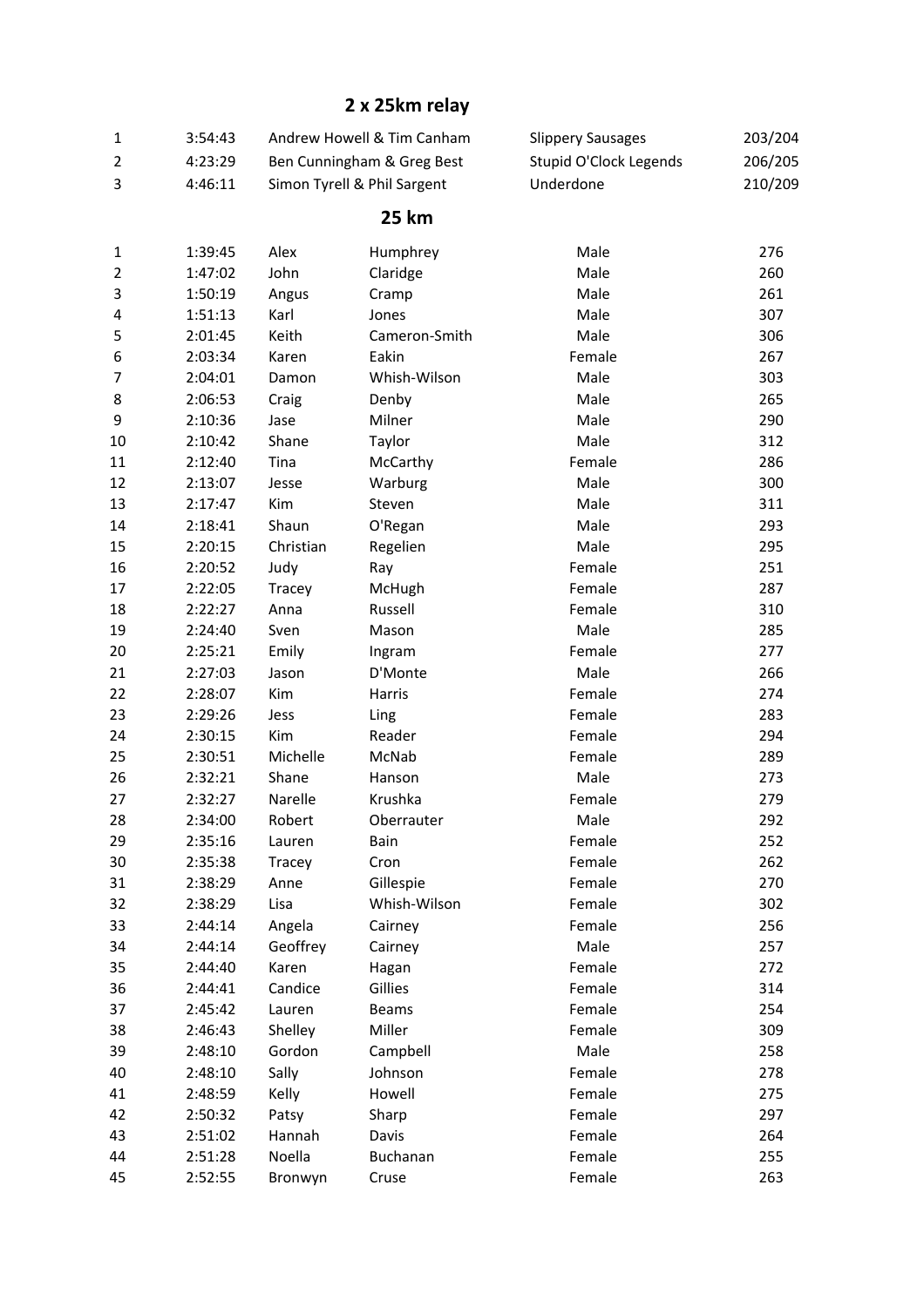## 2 x 25km relay

| | | | | |
|---|---|---|---|---|
| 1 | 3:54:43 | Andrew Howell & Tim Canham | Slippery Sausages | 203/204 |
| 2 | 4:23:29 | Ben Cunningham & Greg Best | Stupid O'Clock Legends | 206/205 |
| 3 | 4:46:11 | Simon Tyrell & Phil Sargent | Underdone | 210/209 |

## 25 km

| | | | | | |
|---|---|---|---|---|---|
| 1 | 1:39:45 | Alex | Humphrey | Male | 276 |
| 2 | 1:47:02 | John | Claridge | Male | 260 |
| 3 | 1:50:19 | Angus | Cramp | Male | 261 |
| 4 | 1:51:13 | Karl | Jones | Male | 307 |
| 5 | 2:01:45 | Keith | Cameron-Smith | Male | 306 |
| 6 | 2:03:34 | Karen | Eakin | Female | 267 |
| 7 | 2:04:01 | Damon | Whish-Wilson | Male | 303 |
| 8 | 2:06:53 | Craig | Denby | Male | 265 |
| 9 | 2:10:36 | Jase | Milner | Male | 290 |
| 10 | 2:10:42 | Shane | Taylor | Male | 312 |
| 11 | 2:12:40 | Tina | McCarthy | Female | 286 |
| 12 | 2:13:07 | Jesse | Warburg | Male | 300 |
| 13 | 2:17:47 | Kim | Steven | Male | 311 |
| 14 | 2:18:41 | Shaun | O'Regan | Male | 293 |
| 15 | 2:20:15 | Christian | Regelien | Male | 295 |
| 16 | 2:20:52 | Judy | Ray | Female | 251 |
| 17 | 2:22:05 | Tracey | McHugh | Female | 287 |
| 18 | 2:22:27 | Anna | Russell | Female | 310 |
| 19 | 2:24:40 | Sven | Mason | Male | 285 |
| 20 | 2:25:21 | Emily | Ingram | Female | 277 |
| 21 | 2:27:03 | Jason | D'Monte | Male | 266 |
| 22 | 2:28:07 | Kim | Harris | Female | 274 |
| 23 | 2:29:26 | Jess | Ling | Female | 283 |
| 24 | 2:30:15 | Kim | Reader | Female | 294 |
| 25 | 2:30:51 | Michelle | McNab | Female | 289 |
| 26 | 2:32:21 | Shane | Hanson | Male | 273 |
| 27 | 2:32:27 | Narelle | Krushka | Female | 279 |
| 28 | 2:34:00 | Robert | Oberrauter | Male | 292 |
| 29 | 2:35:16 | Lauren | Bain | Female | 252 |
| 30 | 2:35:38 | Tracey | Cron | Female | 262 |
| 31 | 2:38:29 | Anne | Gillespie | Female | 270 |
| 32 | 2:38:29 | Lisa | Whish-Wilson | Female | 302 |
| 33 | 2:44:14 | Angela | Cairney | Female | 256 |
| 34 | 2:44:14 | Geoffrey | Cairney | Male | 257 |
| 35 | 2:44:40 | Karen | Hagan | Female | 272 |
| 36 | 2:44:41 | Candice | Gillies | Female | 314 |
| 37 | 2:45:42 | Lauren | Beams | Female | 254 |
| 38 | 2:46:43 | Shelley | Miller | Female | 309 |
| 39 | 2:48:10 | Gordon | Campbell | Male | 258 |
| 40 | 2:48:10 | Sally | Johnson | Female | 278 |
| 41 | 2:48:59 | Kelly | Howell | Female | 275 |
| 42 | 2:50:32 | Patsy | Sharp | Female | 297 |
| 43 | 2:51:02 | Hannah | Davis | Female | 264 |
| 44 | 2:51:28 | Noella | Buchanan | Female | 255 |
| 45 | 2:52:55 | Bronwyn | Cruse | Female | 263 |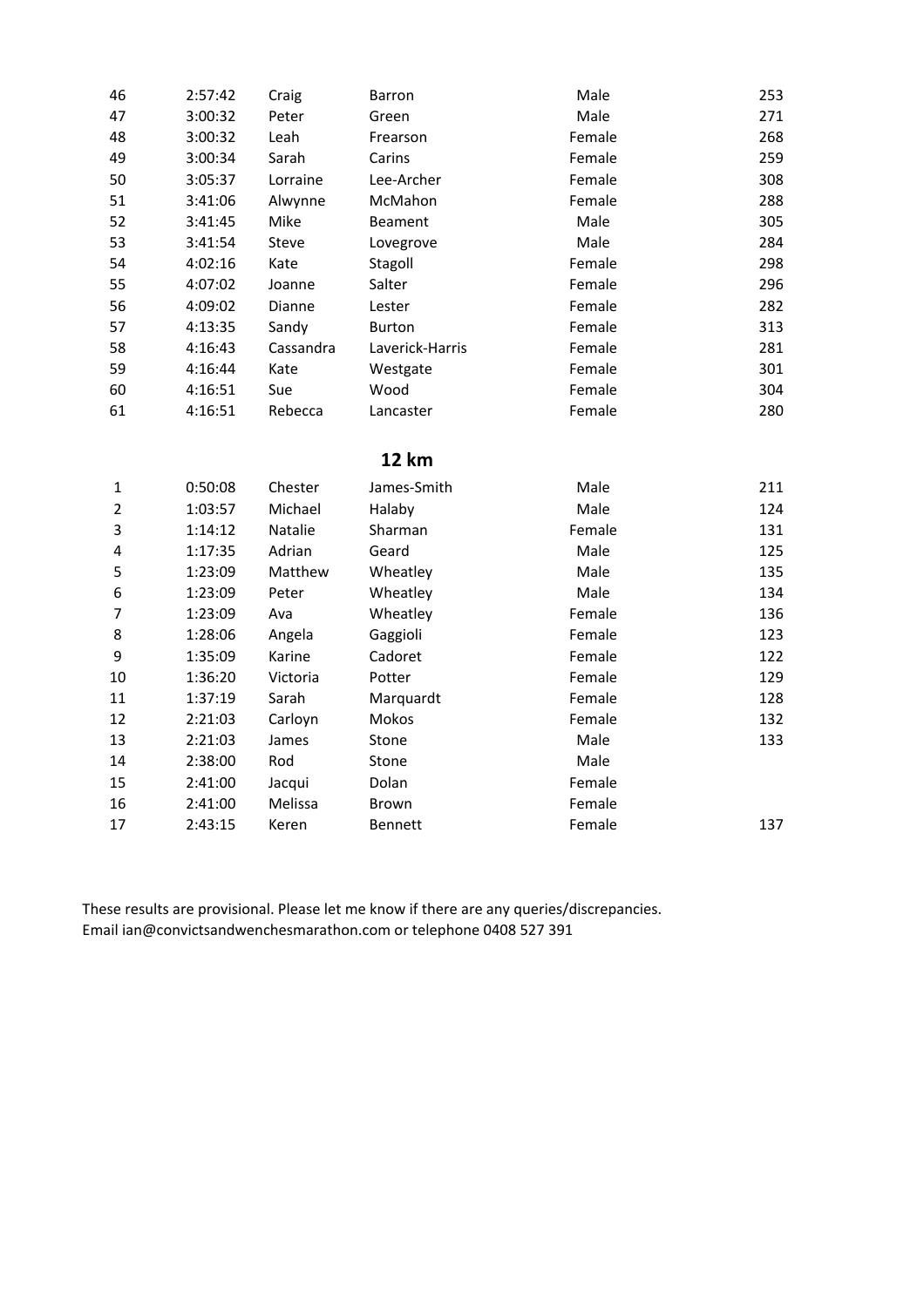| | | | | | |
|---|---|---|---|---|---|
| 46 | 2:57:42 | Craig | Barron | Male | 253 |
| 47 | 3:00:32 | Peter | Green | Male | 271 |
| 48 | 3:00:32 | Leah | Frearson | Female | 268 |
| 49 | 3:00:34 | Sarah | Carins | Female | 259 |
| 50 | 3:05:37 | Lorraine | Lee-Archer | Female | 308 |
| 51 | 3:41:06 | Alwynne | McMahon | Female | 288 |
| 52 | 3:41:45 | Mike | Beament | Male | 305 |
| 53 | 3:41:54 | Steve | Lovegrove | Male | 284 |
| 54 | 4:02:16 | Kate | Stagoll | Female | 298 |
| 55 | 4:07:02 | Joanne | Salter | Female | 296 |
| 56 | 4:09:02 | Dianne | Lester | Female | 282 |
| 57 | 4:13:35 | Sandy | Burton | Female | 313 |
| 58 | 4:16:43 | Cassandra | Laverick-Harris | Female | 281 |
| 59 | 4:16:44 | Kate | Westgate | Female | 301 |
| 60 | 4:16:51 | Sue | Wood | Female | 304 |
| 61 | 4:16:51 | Rebecca | Lancaster | Female | 280 |

## 12 km

| | | | | | |
|---|---|---|---|---|---|
| 1 | 0:50:08 | Chester | James-Smith | Male | 211 |
| 2 | 1:03:57 | Michael | Halaby | Male | 124 |
| 3 | 1:14:12 | Natalie | Sharman | Female | 131 |
| 4 | 1:17:35 | Adrian | Geard | Male | 125 |
| 5 | 1:23:09 | Matthew | Wheatley | Male | 135 |
| 6 | 1:23:09 | Peter | Wheatley | Male | 134 |
| 7 | 1:23:09 | Ava | Wheatley | Female | 136 |
| 8 | 1:28:06 | Angela | Gaggioli | Female | 123 |
| 9 | 1:35:09 | Karine | Cadoret | Female | 122 |
| 10 | 1:36:20 | Victoria | Potter | Female | 129 |
| 11 | 1:37:19 | Sarah | Marquardt | Female | 128 |
| 12 | 2:21:03 | Carloyn | Mokos | Female | 132 |
| 13 | 2:21:03 | James | Stone | Male | 133 |
| 14 | 2:38:00 | Rod | Stone | Male | |
| 15 | 2:41:00 | Jacqui | Dolan | Female | |
| 16 | 2:41:00 | Melissa | Brown | Female | |
| 17 | 2:43:15 | Keren | Bennett | Female | 137 |

These results are provisional. Please let me know if there are any queries/discrepancies.
Email ian@convictsandwenchesmarathon.com or telephone 0408 527 391